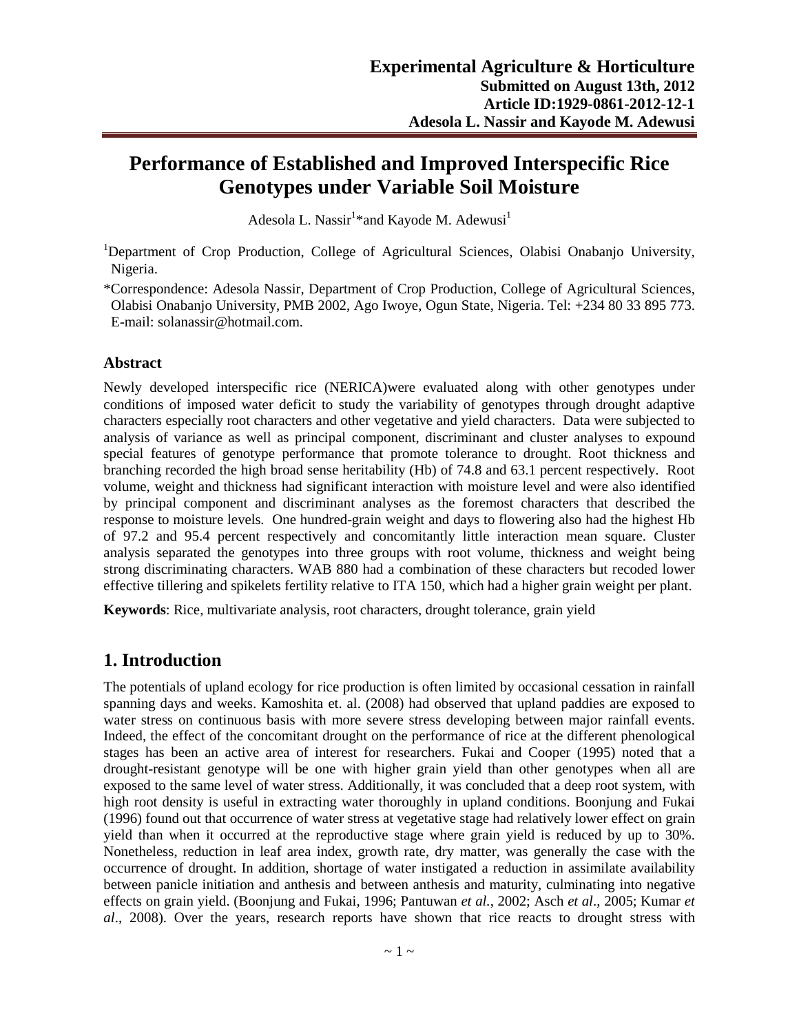# Performance of Established and Improved Interspecific Rice Genotypes under Variable Soil Moisture

Adesola L. Nassir[1]*and Kayode M. Adewusi[1]

[1]Department of Crop Production, College of Agricultural Sciences, Olabisi Onabanjo University, Nigeria.

*Correspondence: Adesola Nassir, Department of Crop Production, College of Agricultural Sciences, Olabisi Onabanjo University, PMB 2002, Ago Iwoye, Ogun State, Nigeria. Tel: +234 80 33 895 773. E-mail: solanassir@hotmail.com.

### Abstract

Newly developed interspecific rice (NERICA)were evaluated along with other genotypes under conditions of imposed water deficit to study the variability of genotypes through drought adaptive characters especially root characters and other vegetative and yield characters. Data were subjected to analysis of variance as well as principal component, discriminant and cluster analyses to expound special features of genotype performance that promote tolerance to drought. Root thickness and branching recorded the high broad sense heritability (Hb) of 74.8 and 63.1 percent respectively. Root volume, weight and thickness had significant interaction with moisture level and were also identified by principal component and discriminant analyses as the foremost characters that described the response to moisture levels. One hundred-grain weight and days to flowering also had the highest Hb of 97.2 and 95.4 percent respectively and concomitantly little interaction mean square. Cluster analysis separated the genotypes into three groups with root volume, thickness and weight being strong discriminating characters. WAB 880 had a combination of these characters but recoded lower effective tillering and spikelets fertility relative to ITA 150, which had a higher grain weight per plant.

**Keywords**: Rice, multivariate analysis, root characters, drought tolerance, grain yield

## 1. Introduction

The potentials of upland ecology for rice production is often limited by occasional cessation in rainfall spanning days and weeks. Kamoshita et. al. (2008) had observed that upland paddies are exposed to water stress on continuous basis with more severe stress developing between major rainfall events. Indeed, the effect of the concomitant drought on the performance of rice at the different phenological stages has been an active area of interest for researchers. Fukai and Cooper (1995) noted that a drought-resistant genotype will be one with higher grain yield than other genotypes when all are exposed to the same level of water stress. Additionally, it was concluded that a deep root system, with high root density is useful in extracting water thoroughly in upland conditions. Boonjung and Fukai (1996) found out that occurrence of water stress at vegetative stage had relatively lower effect on grain yield than when it occurred at the reproductive stage where grain yield is reduced by up to 30%. Nonetheless, reduction in leaf area index, growth rate, dry matter, was generally the case with the occurrence of drought. In addition, shortage of water instigated a reduction in assimilate availability between panicle initiation and anthesis and between anthesis and maturity, culminating into negative effects on grain yield. (Boonjung and Fukai, 1996; Pantuwan *et al.*, 2002; Asch *et al*., 2005; Kumar *et al*., 2008). Over the years, research reports have shown that rice reacts to drought stress with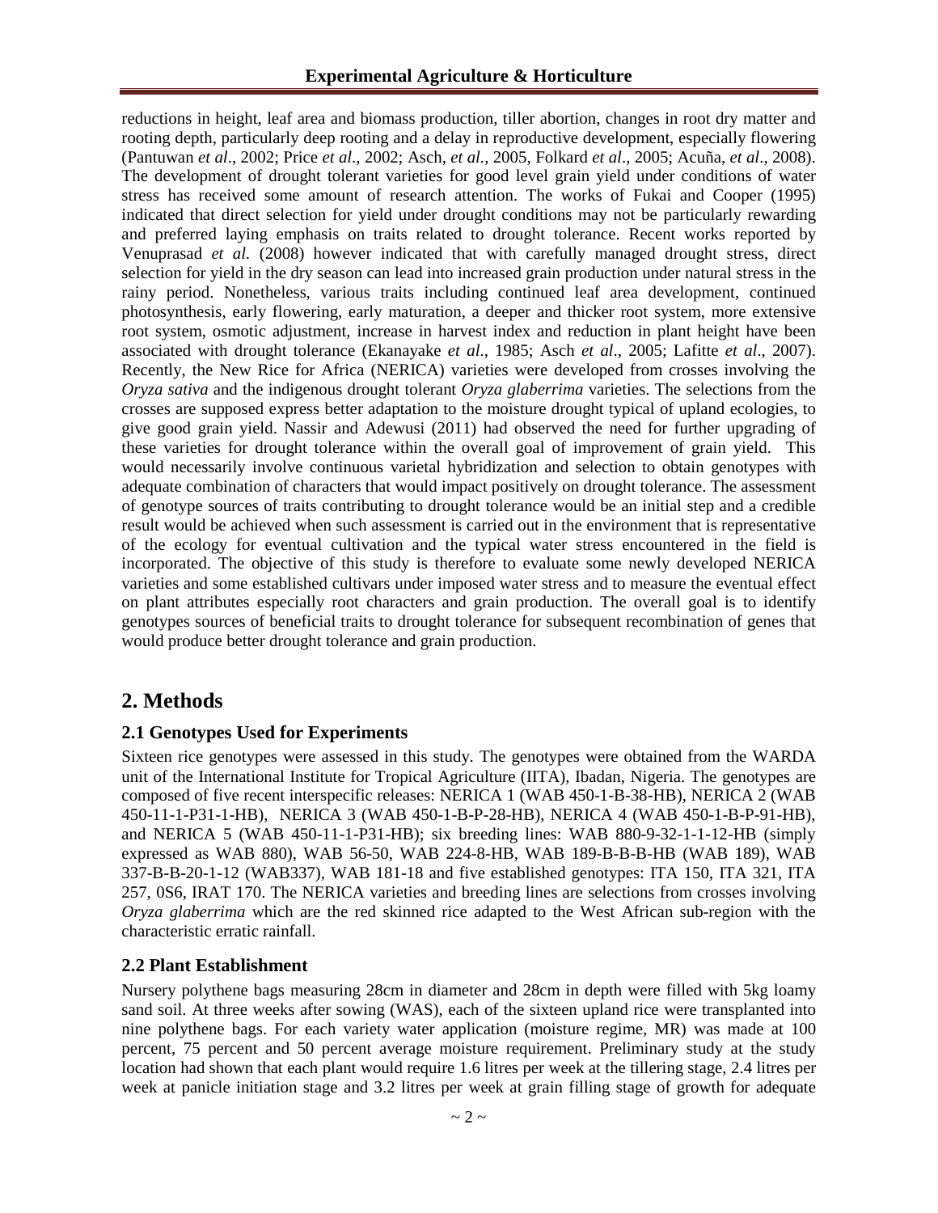reductions in height, leaf area and biomass production, tiller abortion, changes in root dry matter and rooting depth, particularly deep rooting and a delay in reproductive development, especially flowering (Pantuwan *et al*., 2002; Price *et al*., 2002; Asch, *et al.*, 2005, Folkard *et al*., 2005; Acuña, *et al*., 2008). The development of drought tolerant varieties for good level grain yield under conditions of water stress has received some amount of research attention. The works of Fukai and Cooper (1995) indicated that direct selection for yield under drought conditions may not be particularly rewarding and preferred laying emphasis on traits related to drought tolerance. Recent works reported by Venuprasad *et al.* (2008) however indicated that with carefully managed drought stress, direct selection for yield in the dry season can lead into increased grain production under natural stress in the rainy period. Nonetheless, various traits including continued leaf area development, continued photosynthesis, early flowering, early maturation, a deeper and thicker root system, more extensive root system, osmotic adjustment, increase in harvest index and reduction in plant height have been associated with drought tolerance (Ekanayake *et al*., 1985; Asch *et al*., 2005; Lafitte *et al*., 2007). Recently, the New Rice for Africa (NERICA) varieties were developed from crosses involving the *Oryza sativa* and the indigenous drought tolerant *Oryza glaberrima* varieties. The selections from the crosses are supposed express better adaptation to the moisture drought typical of upland ecologies, to give good grain yield. Nassir and Adewusi (2011) had observed the need for further upgrading of these varieties for drought tolerance within the overall goal of improvement of grain yield. This would necessarily involve continuous varietal hybridization and selection to obtain genotypes with adequate combination of characters that would impact positively on drought tolerance. The assessment of genotype sources of traits contributing to drought tolerance would be an initial step and a credible result would be achieved when such assessment is carried out in the environment that is representative of the ecology for eventual cultivation and the typical water stress encountered in the field is incorporated. The objective of this study is therefore to evaluate some newly developed NERICA varieties and some established cultivars under imposed water stress and to measure the eventual effect on plant attributes especially root characters and grain production. The overall goal is to identify genotypes sources of beneficial traits to drought tolerance for subsequent recombination of genes that would produce better drought tolerance and grain production.

## 2. Methods

### 2.1 Genotypes Used for Experiments

Sixteen rice genotypes were assessed in this study. The genotypes were obtained from the WARDA unit of the International Institute for Tropical Agriculture (IITA), Ibadan, Nigeria. The genotypes are composed of five recent interspecific releases: NERICA 1 (WAB 450-1-B-38-HB), NERICA 2 (WAB 450-11-1-P31-1-HB), NERICA 3 (WAB 450-1-B-P-28-HB), NERICA 4 (WAB 450-1-B-P-91-HB), and NERICA 5 (WAB 450-11-1-P31-HB); six breeding lines: WAB 880-9-32-1-1-12-HB (simply expressed as WAB 880), WAB 56-50, WAB 224-8-HB, WAB 189-B-B-B-HB (WAB 189), WAB 337-B-B-20-1-12 (WAB337), WAB 181-18 and five established genotypes: ITA 150, ITA 321, ITA 257, 0S6, IRAT 170. The NERICA varieties and breeding lines are selections from crosses involving *Oryza glaberrima* which are the red skinned rice adapted to the West African sub-region with the characteristic erratic rainfall.

### 2.2 Plant Establishment

Nursery polythene bags measuring 28cm in diameter and 28cm in depth were filled with 5kg loamy sand soil. At three weeks after sowing (WAS), each of the sixteen upland rice were transplanted into nine polythene bags. For each variety water application (moisture regime, MR) was made at 100 percent, 75 percent and 50 percent average moisture requirement. Preliminary study at the study location had shown that each plant would require 1.6 litres per week at the tillering stage, 2.4 litres per week at panicle initiation stage and 3.2 litres per week at grain filling stage of growth for adequate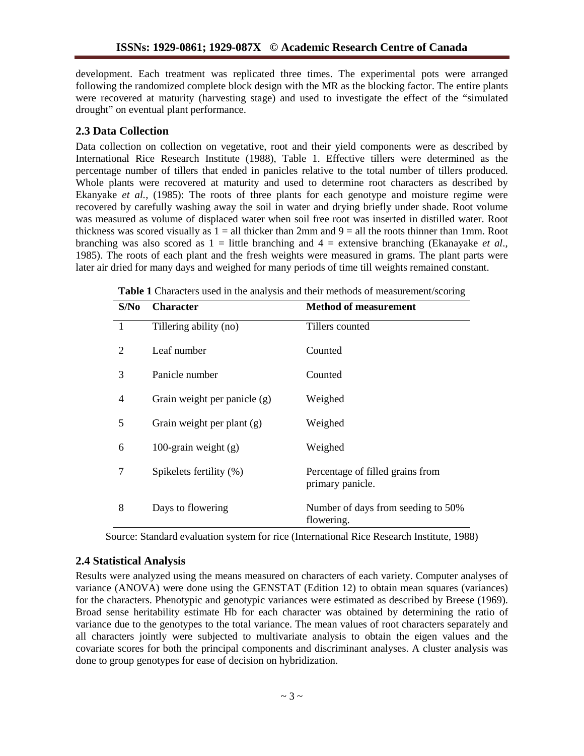development. Each treatment was replicated three times. The experimental pots were arranged following the randomized complete block design with the MR as the blocking factor. The entire plants were recovered at maturity (harvesting stage) and used to investigate the effect of the "simulated drought" on eventual plant performance.

## 2.3 Data Collection

Data collection on collection on vegetative, root and their yield components were as described by International Rice Research Institute (1988), Table 1. Effective tillers were determined as the percentage number of tillers that ended in panicles relative to the total number of tillers produced. Whole plants were recovered at maturity and used to determine root characters as described by Ekanyake *et al.*, (1985): The roots of three plants for each genotype and moisture regime were recovered by carefully washing away the soil in water and drying briefly under shade. Root volume was measured as volume of displaced water when soil free root was inserted in distilled water. Root thickness was scored visually as 1 = all thicker than 2mm and 9 = all the roots thinner than 1mm. Root branching was also scored as 1 = little branching and 4 = extensive branching (Ekanayake *et al*., 1985). The roots of each plant and the fresh weights were measured in grams. The plant parts were later air dried for many days and weighed for many periods of time till weights remained constant.

**Table 1** Characters used in the analysis and their methods of measurement/scoring

| S/No | Character | Method of measurement |
|---|---|---|
| 1 | Tillering ability (no) | Tillers counted |
| 2 | Leaf number | Counted |
| 3 | Panicle number | Counted |
| 4 | Grain weight per panicle (g) | Weighed |
| 5 | Grain weight per plant (g) | Weighed |
| 6 | 100-grain weight (g) | Weighed |
| 7 | Spikelets fertility (%) | Percentage of filled grains from primary panicle. |
| 8 | Days to flowering | Number of days from seeding to 50% flowering. |

Source: Standard evaluation system for rice (International Rice Research Institute, 1988)

## 2.4 Statistical Analysis

Results were analyzed using the means measured on characters of each variety. Computer analyses of variance (ANOVA) were done using the GENSTAT (Edition 12) to obtain mean squares (variances) for the characters. Phenotypic and genotypic variances were estimated as described by Breese (1969). Broad sense heritability estimate Hb for each character was obtained by determining the ratio of variance due to the genotypes to the total variance. The mean values of root characters separately and all characters jointly were subjected to multivariate analysis to obtain the eigen values and the covariate scores for both the principal components and discriminant analyses. A cluster analysis was done to group genotypes for ease of decision on hybridization.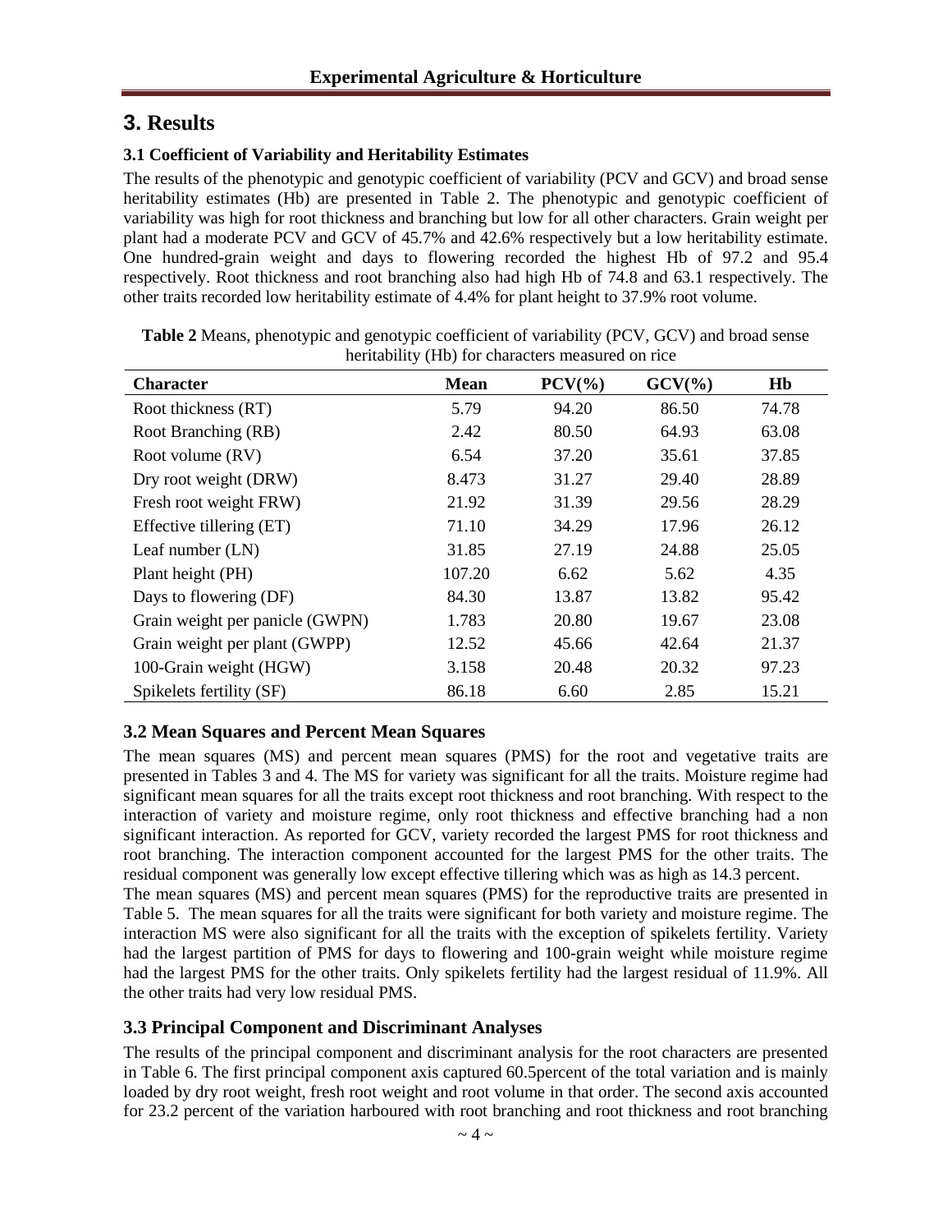## 3. Results

### 3.1 Coefficient of Variability and Heritability Estimates

The results of the phenotypic and genotypic coefficient of variability (PCV and GCV) and broad sense heritability estimates (Hb) are presented in Table 2. The phenotypic and genotypic coefficient of variability was high for root thickness and branching but low for all other characters. Grain weight per plant had a moderate PCV and GCV of 45.7% and 42.6% respectively but a low heritability estimate. One hundred-grain weight and days to flowering recorded the highest Hb of 97.2 and 95.4 respectively. Root thickness and root branching also had high Hb of 74.8 and 63.1 respectively. The other traits recorded low heritability estimate of 4.4% for plant height to 37.9% root volume.

**Table 2** Means, phenotypic and genotypic coefficient of variability (PCV, GCV) and broad sense heritability (Hb) for characters measured on rice

| Character | Mean | PCV(%) | GCV(%) | Hb |
|---|---|---|---|---|
| Root thickness (RT) | 5.79 | 94.20 | 86.50 | 74.78 |
| Root Branching (RB) | 2.42 | 80.50 | 64.93 | 63.08 |
| Root volume (RV) | 6.54 | 37.20 | 35.61 | 37.85 |
| Dry root weight (DRW) | 8.473 | 31.27 | 29.40 | 28.89 |
| Fresh root weight FRW) | 21.92 | 31.39 | 29.56 | 28.29 |
| Effective tillering (ET) | 71.10 | 34.29 | 17.96 | 26.12 |
| Leaf number (LN) | 31.85 | 27.19 | 24.88 | 25.05 |
| Plant height (PH) | 107.20 | 6.62 | 5.62 | 4.35 |
| Days to flowering (DF) | 84.30 | 13.87 | 13.82 | 95.42 |
| Grain weight per panicle (GWPN) | 1.783 | 20.80 | 19.67 | 23.08 |
| Grain weight per plant (GWPP) | 12.52 | 45.66 | 42.64 | 21.37 |
| 100-Grain weight (HGW) | 3.158 | 20.48 | 20.32 | 97.23 |
| Spikelets fertility (SF) | 86.18 | 6.60 | 2.85 | 15.21 |

### 3.2 Mean Squares and Percent Mean Squares

The mean squares (MS) and percent mean squares (PMS) for the root and vegetative traits are presented in Tables 3 and 4. The MS for variety was significant for all the traits. Moisture regime had significant mean squares for all the traits except root thickness and root branching. With respect to the interaction of variety and moisture regime, only root thickness and effective branching had a non significant interaction. As reported for GCV, variety recorded the largest PMS for root thickness and root branching. The interaction component accounted for the largest PMS for the other traits. The residual component was generally low except effective tillering which was as high as 14.3 percent.

The mean squares (MS) and percent mean squares (PMS) for the reproductive traits are presented in Table 5. The mean squares for all the traits were significant for both variety and moisture regime. The interaction MS were also significant for all the traits with the exception of spikelets fertility. Variety had the largest partition of PMS for days to flowering and 100-grain weight while moisture regime had the largest PMS for the other traits. Only spikelets fertility had the largest residual of 11.9%. All the other traits had very low residual PMS.

### 3.3 Principal Component and Discriminant Analyses

The results of the principal component and discriminant analysis for the root characters are presented in Table 6. The first principal component axis captured 60.5percent of the total variation and is mainly loaded by dry root weight, fresh root weight and root volume in that order. The second axis accounted for 23.2 percent of the variation harboured with root branching and root thickness and root branching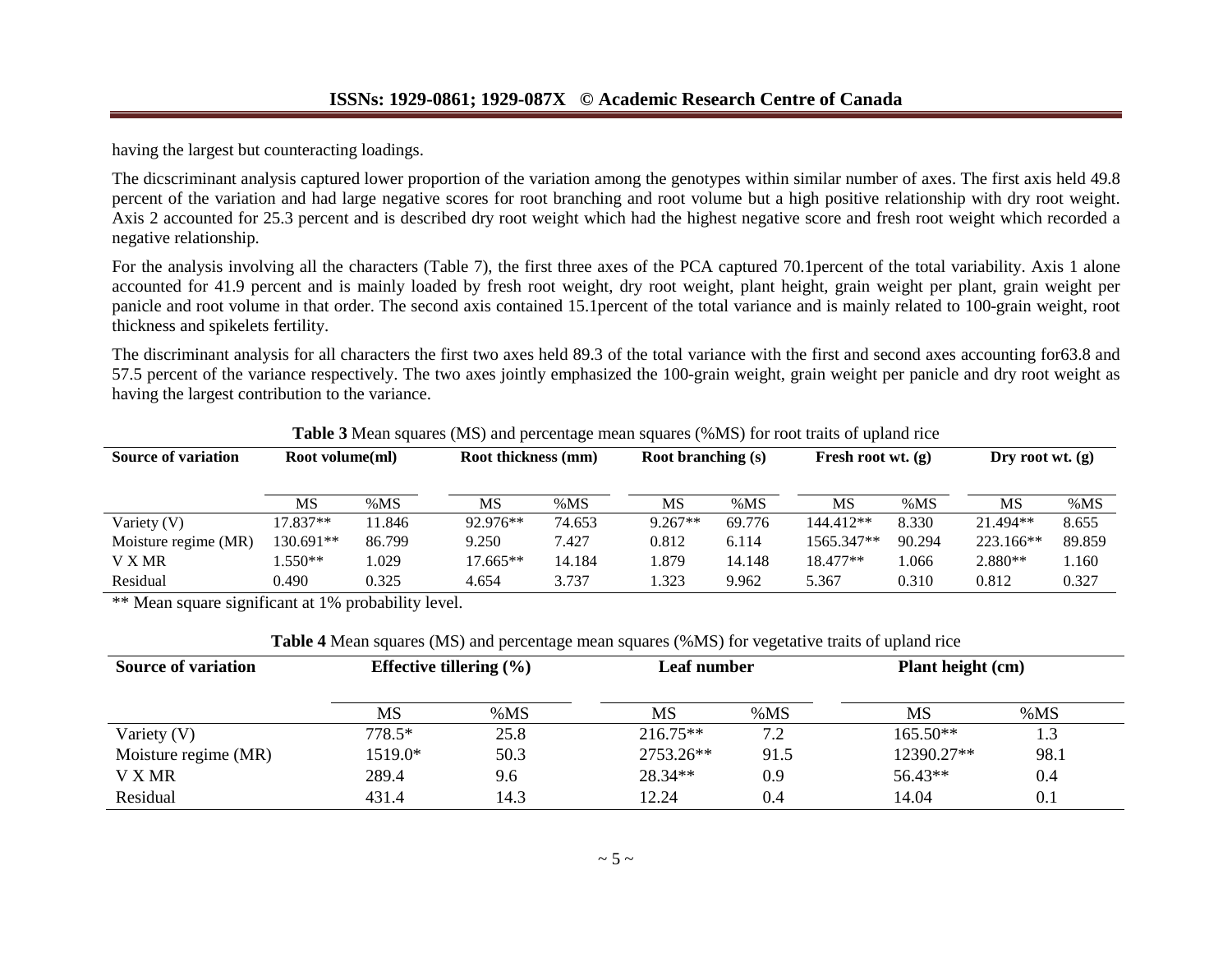having the largest but counteracting loadings.

The dicscriminant analysis captured lower proportion of the variation among the genotypes within similar number of axes. The first axis held 49.8 percent of the variation and had large negative scores for root branching and root volume but a high positive relationship with dry root weight. Axis 2 accounted for 25.3 percent and is described dry root weight which had the highest negative score and fresh root weight which recorded a negative relationship.

For the analysis involving all the characters (Table 7), the first three axes of the PCA captured 70.1percent of the total variability. Axis 1 alone accounted for 41.9 percent and is mainly loaded by fresh root weight, dry root weight, plant height, grain weight per plant, grain weight per panicle and root volume in that order. The second axis contained 15.1percent of the total variance and is mainly related to 100-grain weight, root thickness and spikelets fertility.

The discriminant analysis for all characters the first two axes held 89.3 of the total variance with the first and second axes accounting for63.8 and 57.5 percent of the variance respectively. The two axes jointly emphasized the 100-grain weight, grain weight per panicle and dry root weight as having the largest contribution to the variance.

**Table 3** Mean squares (MS) and percentage mean squares (%MS) for root traits of upland rice

| Source of variation | Root volume(ml) | | Root thickness (mm) | | Root branching (s) | | Fresh root wt. (g) | | Dry root wt. (g) | |
|---|---|---|---|---|---|---|---|---|---|---|
| | MS | %MS | MS | %MS | MS | %MS | MS | %MS | MS | %MS |
| Variety (V) | 17.837** | 11.846 | 92.976** | 74.653 | 9.267** | 69.776 | 144.412** | 8.330 | 21.494** | 8.655 |
| Moisture regime (MR) | 130.691** | 86.799 | 9.250 | 7.427 | 0.812 | 6.114 | 1565.347** | 90.294 | 223.166** | 89.859 |
| V X MR | 1.550** | 1.029 | 17.665** | 14.184 | 1.879 | 14.148 | 18.477** | 1.066 | 2.880** | 1.160 |
| Residual | 0.490 | 0.325 | 4.654 | 3.737 | 1.323 | 9.962 | 5.367 | 0.310 | 0.812 | 0.327 |

** Mean square significant at 1% probability level.

**Table 4** Mean squares (MS) and percentage mean squares (%MS) for vegetative traits of upland rice

| Source of variation | Effective tillering (%) | | Leaf number | | Plant height (cm) | |
|---|---|---|---|---|---|---|
| | MS | %MS | MS | %MS | MS | %MS |
| Variety (V) | 778.5* | 25.8 | 216.75** | 7.2 | 165.50** | 1.3 |
| Moisture regime (MR) | 1519.0* | 50.3 | 2753.26** | 91.5 | 12390.27** | 98.1 |
| V X MR | 289.4 | 9.6 | 28.34** | 0.9 | 56.43** | 0.4 |
| Residual | 431.4 | 14.3 | 12.24 | 0.4 | 14.04 | 0.1 |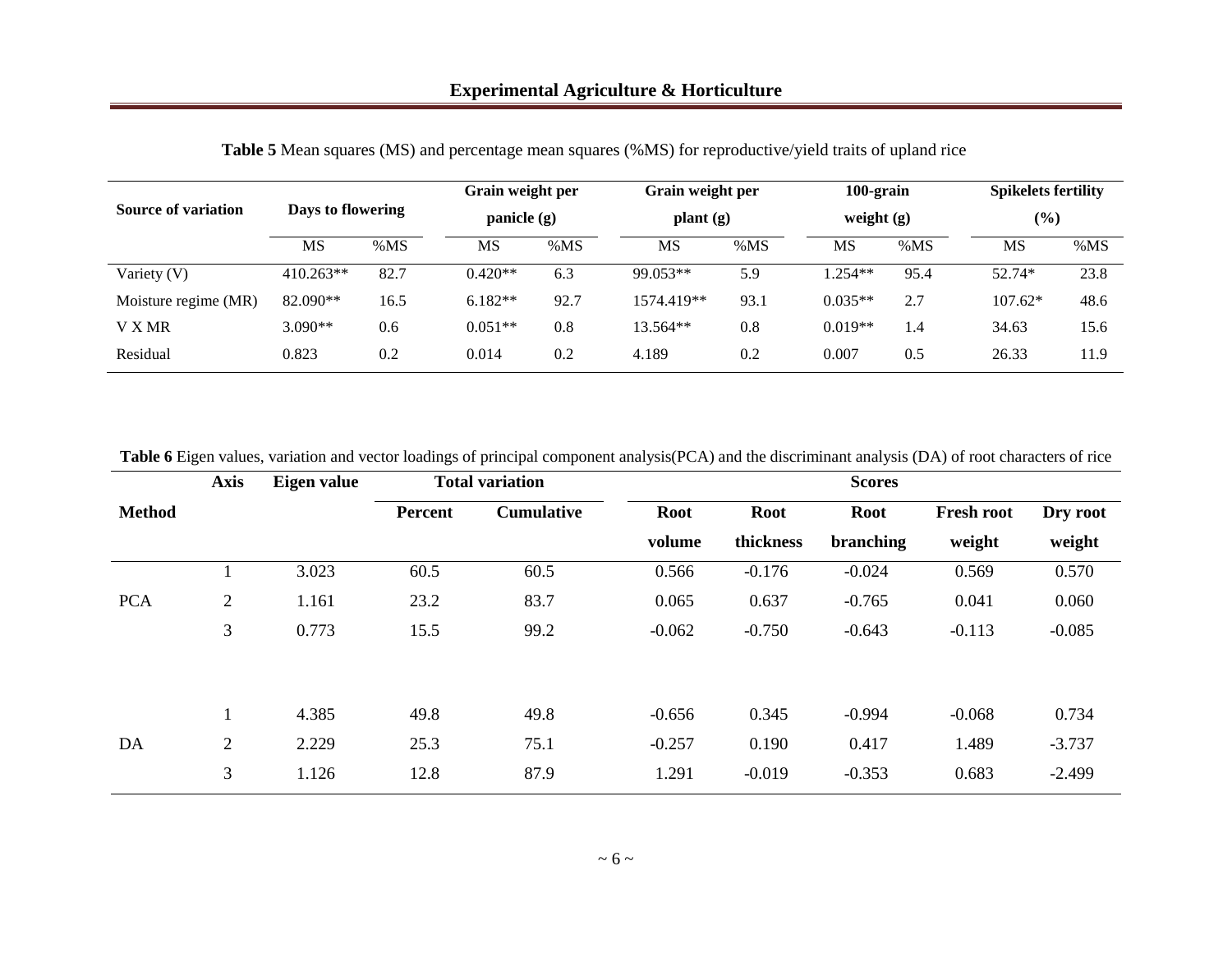**Table 5** Mean squares (MS) and percentage mean squares (%MS) for reproductive/yield traits of upland rice

| Source of variation | Days to flowering | | Grain weight per panicle (g) | | Grain weight per plant (g) | | 100-grain weight (g) | | Spikelets fertility (%) | |
|---|---|---|---|---|---|---|---|---|---|---|
| | MS | %MS | MS | %MS | MS | %MS | MS | %MS | MS | %MS |
| Variety (V) | 410.263** | 82.7 | 0.420** | 6.3 | 99.053** | 5.9 | 1.254** | 95.4 | 52.74* | 23.8 |
| Moisture regime (MR) | 82.090** | 16.5 | 6.182** | 92.7 | 1574.419** | 93.1 | 0.035** | 2.7 | 107.62* | 48.6 |
| V X MR | 3.090** | 0.6 | 0.051** | 0.8 | 13.564** | 0.8 | 0.019** | 1.4 | 34.63 | 15.6 |
| Residual | 0.823 | 0.2 | 0.014 | 0.2 | 4.189 | 0.2 | 0.007 | 0.5 | 26.33 | 11.9 |

**Table 6** Eigen values, variation and vector loadings of principal component analysis(PCA) and the discriminant analysis (DA) of root characters of rice

| Method | Axis | Eigen value | Total variation | | Scores | | | | |
|---|---|---|---|---|---|---|---|---|---|
| | | | Percent | Cumulative | Root volume | Root thickness | Root branching | Fresh root weight | Dry root weight |
| PCA | 1 | 3.023 | 60.5 | 60.5 | 0.566 | -0.176 | -0.024 | 0.569 | 0.570 |
| | 2 | 1.161 | 23.2 | 83.7 | 0.065 | 0.637 | -0.765 | 0.041 | 0.060 |
| | 3 | 0.773 | 15.5 | 99.2 | -0.062 | -0.750 | -0.643 | -0.113 | -0.085 |
| DA | 1 | 4.385 | 49.8 | 49.8 | -0.656 | 0.345 | -0.994 | -0.068 | 0.734 |
| | 2 | 2.229 | 25.3 | 75.1 | -0.257 | 0.190 | 0.417 | 1.489 | -3.737 |
| | 3 | 1.126 | 12.8 | 87.9 | 1.291 | -0.019 | -0.353 | 0.683 | -2.499 |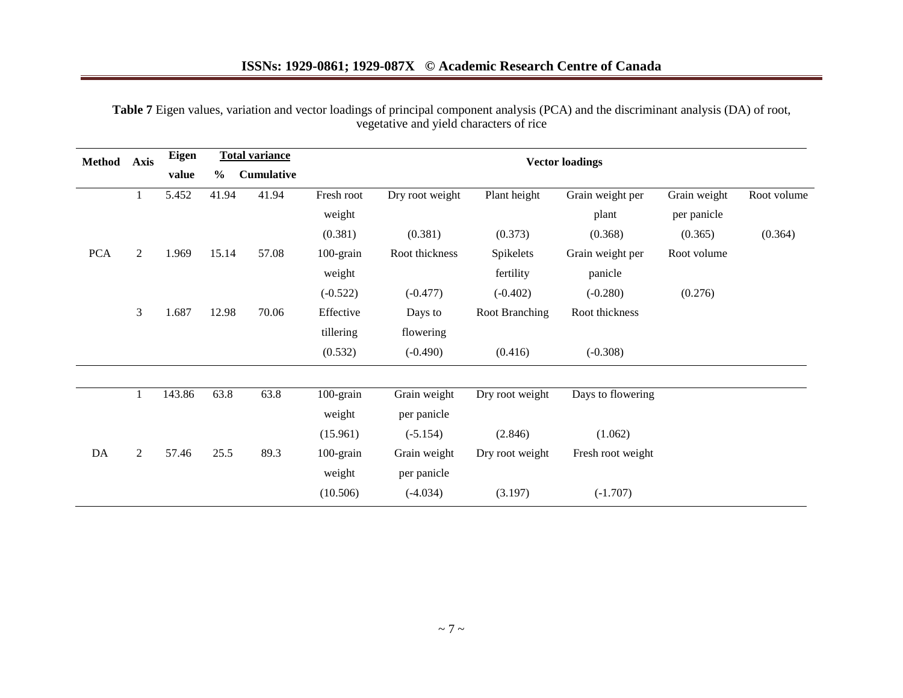**Table 7** Eigen values, variation and vector loadings of principal component analysis (PCA) and the discriminant analysis (DA) of root, vegetative and yield characters of rice

| Method | Axis | Eigen value | Total variance % | Cumulative | Vector loadings | | | | | |
|---|---|---|---|---|---|---|---|---|---|---|
| PCA | 1 | 5.452 | 41.94 | 41.94 | Fresh root weight (0.381) | Dry root weight (0.381) | Plant height (0.373) | Grain weight per plant (0.368) | Grain weight per panicle (0.365) | Root volume (0.364) |
| | 2 | 1.969 | 15.14 | 57.08 | 100-grain weight (-0.522) | Root thickness (-0.477) | Spikelets fertility (-0.402) | Grain weight per panicle (-0.280) | Root volume (0.276) | |
| | 3 | 1.687 | 12.98 | 70.06 | Effective tillering (0.532) | Days to flowering (-0.490) | Root Branching (0.416) | Root thickness (-0.308) | | |
| DA | 1 | 143.86 | 63.8 | 63.8 | 100-grain weight (15.961) | Grain weight per panicle (-5.154) | Dry root weight (2.846) | Days to flowering (1.062) | | |
| | 2 | 57.46 | 25.5 | 89.3 | 100-grain weight (10.506) | Grain weight per panicle (-4.034) | Dry root weight (3.197) | Fresh root weight (-1.707) | | |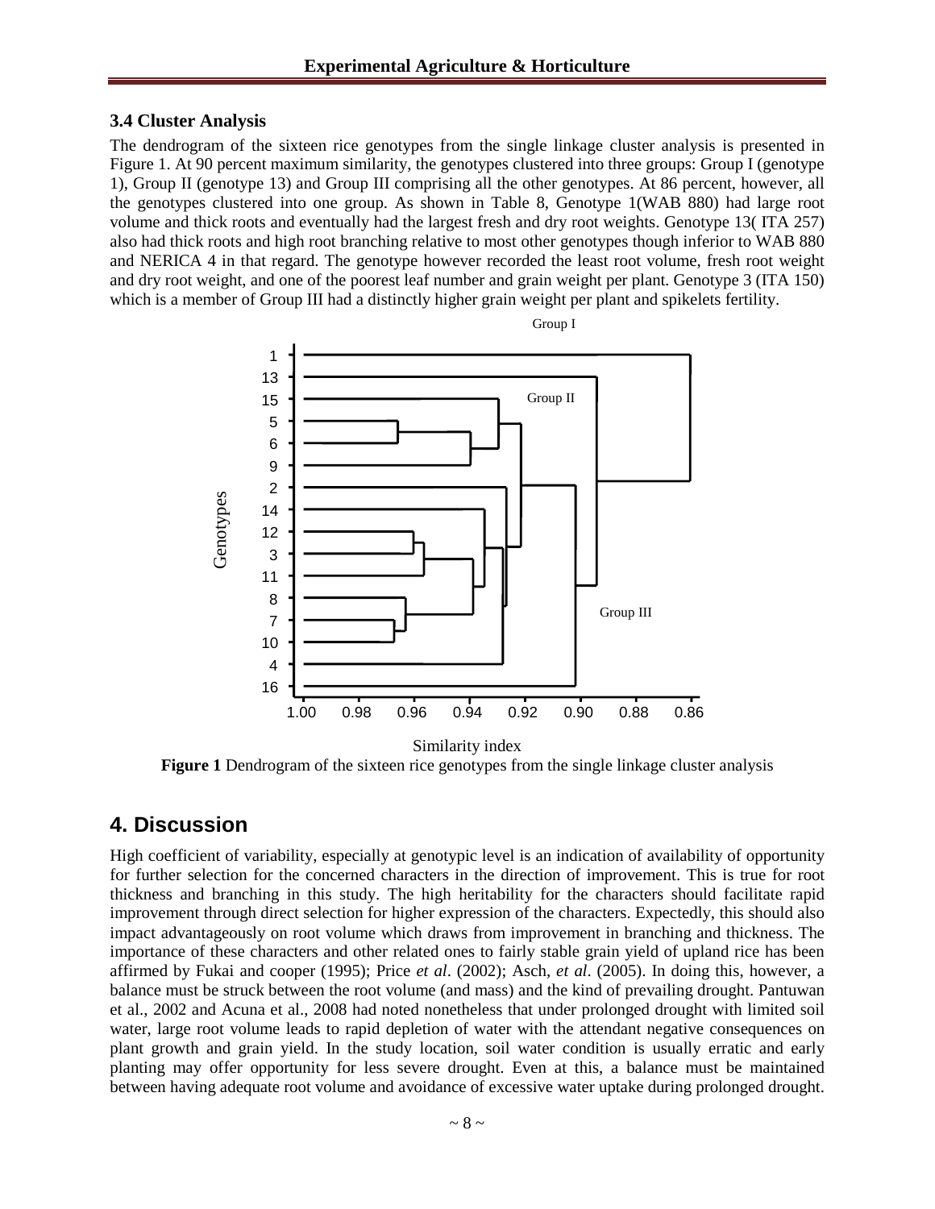### 3.4 Cluster Analysis

The dendrogram of the sixteen rice genotypes from the single linkage cluster analysis is presented in Figure 1. At 90 percent maximum similarity, the genotypes clustered into three groups: Group I (genotype 1), Group II (genotype 13) and Group III comprising all the other genotypes. At 86 percent, however, all the genotypes clustered into one group. As shown in Table 8, Genotype 1(WAB 880) had large root volume and thick roots and eventually had the largest fresh and dry root weights. Genotype 13( ITA 257) also had thick roots and high root branching relative to most other genotypes though inferior to WAB 880 and NERICA 4 in that regard. The genotype however recorded the least root volume, fresh root weight and dry root weight, and one of the poorest leaf number and grain weight per plant. Genotype 3 (ITA 150) which is a member of Group III had a distinctly higher grain weight per plant and spikelets fertility.

**Figure 1** Dendrogram of the sixteen rice genotypes from the single linkage cluster analysis

## 4. Discussion

High coefficient of variability, especially at genotypic level is an indication of availability of opportunity for further selection for the concerned characters in the direction of improvement. This is true for root thickness and branching in this study. The high heritability for the characters should facilitate rapid improvement through direct selection for higher expression of the characters. Expectedly, this should also impact advantageously on root volume which draws from improvement in branching and thickness. The importance of these characters and other related ones to fairly stable grain yield of upland rice has been affirmed by Fukai and cooper (1995); Price *et al*. (2002); Asch, *et al*. (2005). In doing this, however, a balance must be struck between the root volume (and mass) and the kind of prevailing drought. Pantuwan et al., 2002 and Acuna et al., 2008 had noted nonetheless that under prolonged drought with limited soil water, large root volume leads to rapid depletion of water with the attendant negative consequences on plant growth and grain yield. In the study location, soil water condition is usually erratic and early planting may offer opportunity for less severe drought. Even at this, a balance must be maintained between having adequate root volume and avoidance of excessive water uptake during prolonged drought.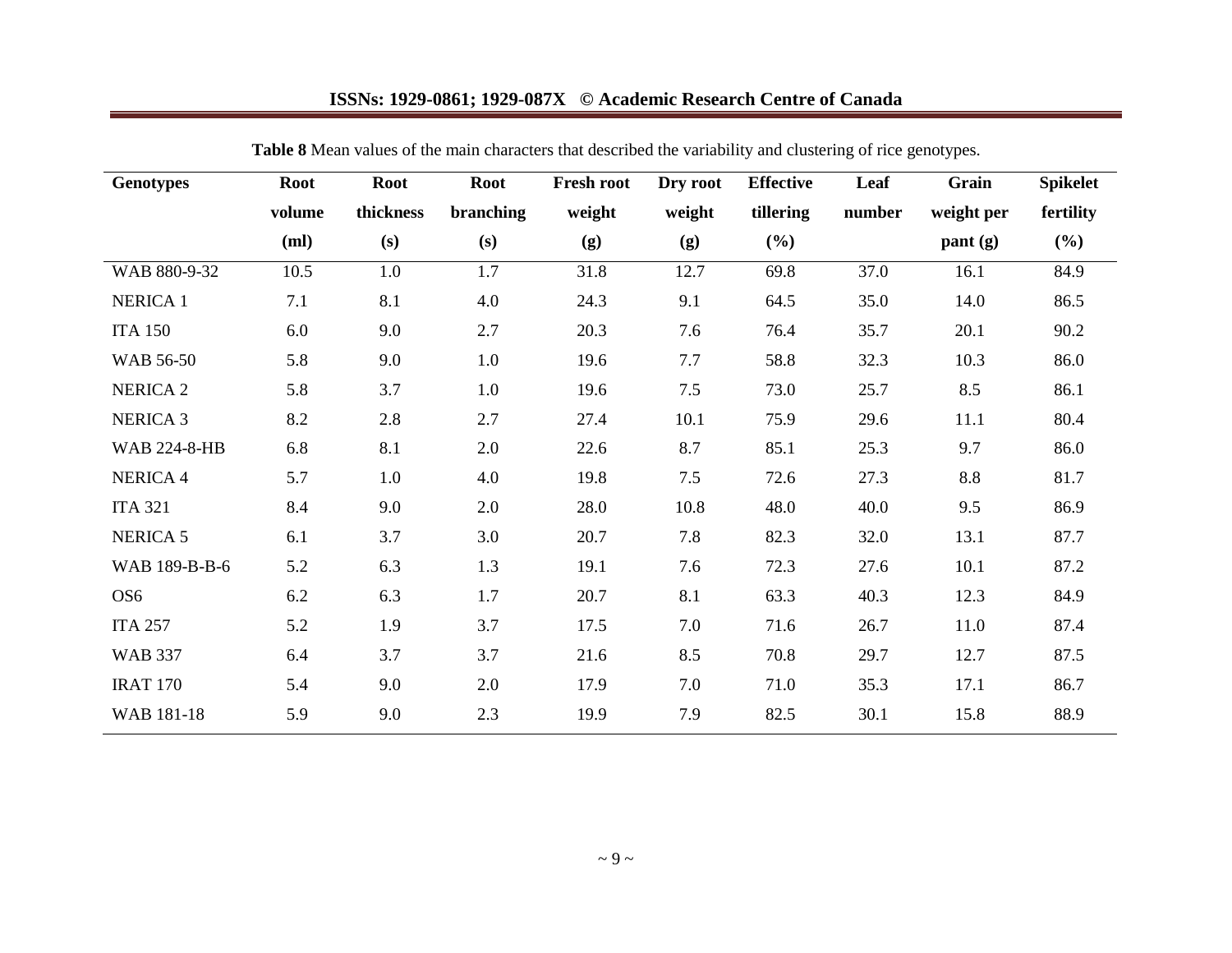**Table 8** Mean values of the main characters that described the variability and clustering of rice genotypes.

| Genotypes | Root volume (ml) | Root thickness (s) | Root branching (s) | Fresh root weight (g) | Dry root weight (g) | Effective tillering (%) | Leaf number | Grain weight per pant (g) | Spikelet fertility (%) |
|---|---|---|---|---|---|---|---|---|---|
| WAB 880-9-32 | 10.5 | 1.0 | 1.7 | 31.8 | 12.7 | 69.8 | 37.0 | 16.1 | 84.9 |
| NERICA 1 | 7.1 | 8.1 | 4.0 | 24.3 | 9.1 | 64.5 | 35.0 | 14.0 | 86.5 |
| ITA 150 | 6.0 | 9.0 | 2.7 | 20.3 | 7.6 | 76.4 | 35.7 | 20.1 | 90.2 |
| WAB 56-50 | 5.8 | 9.0 | 1.0 | 19.6 | 7.7 | 58.8 | 32.3 | 10.3 | 86.0 |
| NERICA 2 | 5.8 | 3.7 | 1.0 | 19.6 | 7.5 | 73.0 | 25.7 | 8.5 | 86.1 |
| NERICA 3 | 8.2 | 2.8 | 2.7 | 27.4 | 10.1 | 75.9 | 29.6 | 11.1 | 80.4 |
| WAB 224-8-HB | 6.8 | 8.1 | 2.0 | 22.6 | 8.7 | 85.1 | 25.3 | 9.7 | 86.0 |
| NERICA 4 | 5.7 | 1.0 | 4.0 | 19.8 | 7.5 | 72.6 | 27.3 | 8.8 | 81.7 |
| ITA 321 | 8.4 | 9.0 | 2.0 | 28.0 | 10.8 | 48.0 | 40.0 | 9.5 | 86.9 |
| NERICA 5 | 6.1 | 3.7 | 3.0 | 20.7 | 7.8 | 82.3 | 32.0 | 13.1 | 87.7 |
| WAB 189-B-B-6 | 5.2 | 6.3 | 1.3 | 19.1 | 7.6 | 72.3 | 27.6 | 10.1 | 87.2 |
| OS6 | 6.2 | 6.3 | 1.7 | 20.7 | 8.1 | 63.3 | 40.3 | 12.3 | 84.9 |
| ITA 257 | 5.2 | 1.9 | 3.7 | 17.5 | 7.0 | 71.6 | 26.7 | 11.0 | 87.4 |
| WAB 337 | 6.4 | 3.7 | 3.7 | 21.6 | 8.5 | 70.8 | 29.7 | 12.7 | 87.5 |
| IRAT 170 | 5.4 | 9.0 | 2.0 | 17.9 | 7.0 | 71.0 | 35.3 | 17.1 | 86.7 |
| WAB 181-18 | 5.9 | 9.0 | 2.3 | 19.9 | 7.9 | 82.5 | 30.1 | 15.8 | 88.9 |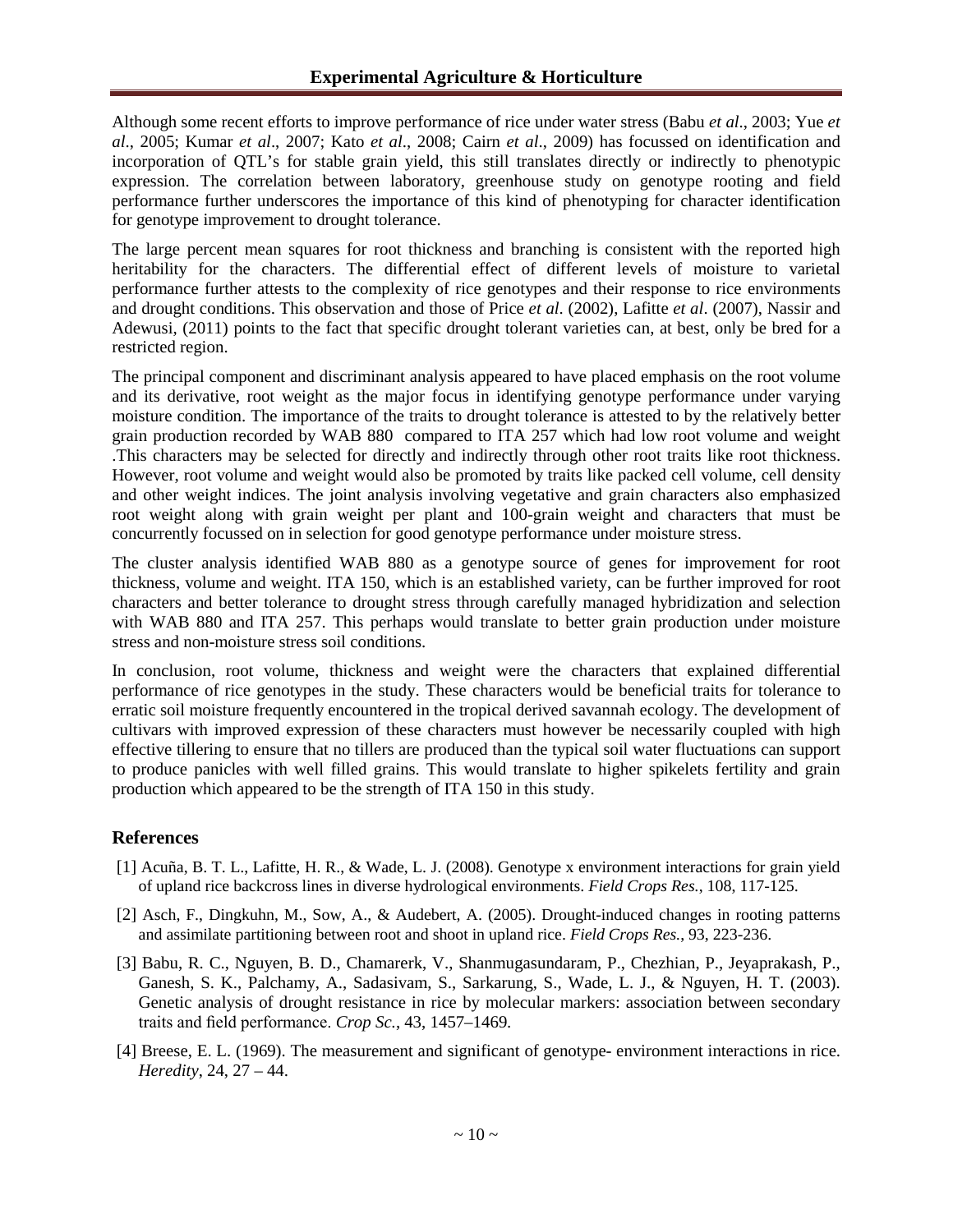Although some recent efforts to improve performance of rice under water stress (Babu *et al*., 2003; Yue *et al*., 2005; Kumar *et al*., 2007; Kato *et al*., 2008; Cairn *et al*., 2009) has focussed on identification and incorporation of QTL's for stable grain yield, this still translates directly or indirectly to phenotypic expression. The correlation between laboratory, greenhouse study on genotype rooting and field performance further underscores the importance of this kind of phenotyping for character identification for genotype improvement to drought tolerance.

The large percent mean squares for root thickness and branching is consistent with the reported high heritability for the characters. The differential effect of different levels of moisture to varietal performance further attests to the complexity of rice genotypes and their response to rice environments and drought conditions. This observation and those of Price *et al*. (2002), Lafitte *et al*. (2007), Nassir and Adewusi, (2011) points to the fact that specific drought tolerant varieties can, at best, only be bred for a restricted region.

The principal component and discriminant analysis appeared to have placed emphasis on the root volume and its derivative, root weight as the major focus in identifying genotype performance under varying moisture condition. The importance of the traits to drought tolerance is attested to by the relatively better grain production recorded by WAB 880 compared to ITA 257 which had low root volume and weight .This characters may be selected for directly and indirectly through other root traits like root thickness. However, root volume and weight would also be promoted by traits like packed cell volume, cell density and other weight indices. The joint analysis involving vegetative and grain characters also emphasized root weight along with grain weight per plant and 100-grain weight and characters that must be concurrently focussed on in selection for good genotype performance under moisture stress.

The cluster analysis identified WAB 880 as a genotype source of genes for improvement for root thickness, volume and weight. ITA 150, which is an established variety, can be further improved for root characters and better tolerance to drought stress through carefully managed hybridization and selection with WAB 880 and ITA 257. This perhaps would translate to better grain production under moisture stress and non-moisture stress soil conditions.

In conclusion, root volume, thickness and weight were the characters that explained differential performance of rice genotypes in the study. These characters would be beneficial traits for tolerance to erratic soil moisture frequently encountered in the tropical derived savannah ecology. The development of cultivars with improved expression of these characters must however be necessarily coupled with high effective tillering to ensure that no tillers are produced than the typical soil water fluctuations can support to produce panicles with well filled grains. This would translate to higher spikelets fertility and grain production which appeared to be the strength of ITA 150 in this study.

## References

[1] Acuña, B. T. L., Lafitte, H. R., & Wade, L. J. (2008). Genotype x environment interactions for grain yield of upland rice backcross lines in diverse hydrological environments. *Field Crops Res.*, 108, 117-125.

[2] Asch, F., Dingkuhn, M., Sow, A., & Audebert, A. (2005). Drought-induced changes in rooting patterns and assimilate partitioning between root and shoot in upland rice. *Field Crops Res.*, 93, 223-236.

[3] Babu, R. C., Nguyen, B. D., Chamarerk, V., Shanmugasundaram, P., Chezhian, P., Jeyaprakash, P., Ganesh, S. K., Palchamy, A., Sadasivam, S., Sarkarung, S., Wade, L. J., & Nguyen, H. T. (2003). Genetic analysis of drought resistance in rice by molecular markers: association between secondary traits and field performance. *Crop Sc.*, 43, 1457–1469.

[4] Breese, E. L. (1969). The measurement and significant of genotype- environment interactions in rice. *Heredity*, 24, 27 – 44.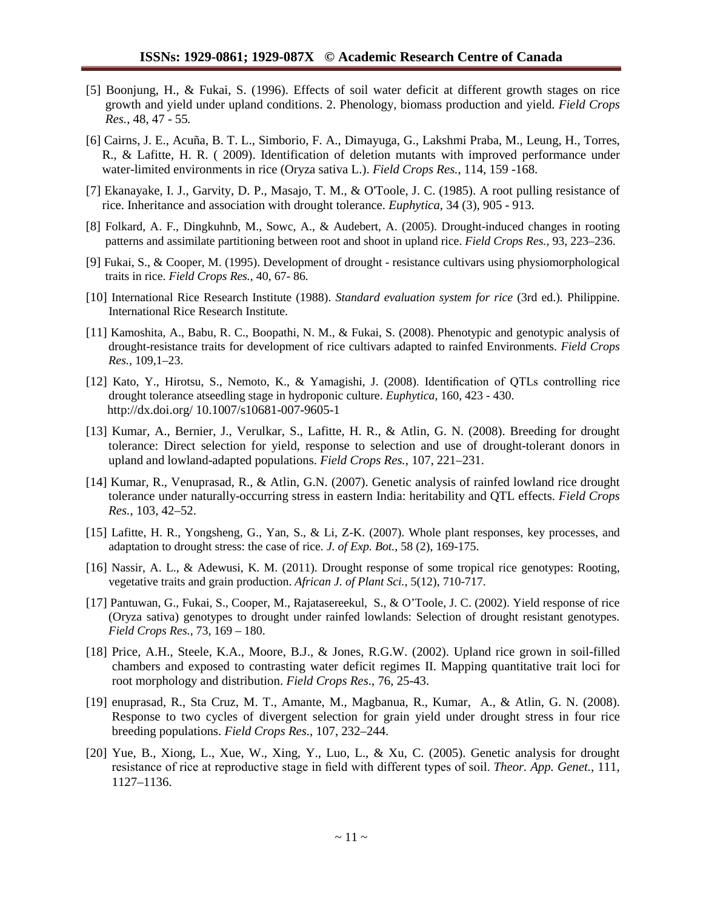[5] Boonjung, H., & Fukai, S. (1996). Effects of soil water deficit at different growth stages on rice growth and yield under upland conditions. 2. Phenology, biomass production and yield. *Field Crops Res.*, 48, 47 - 55.

[6] Cairns, J. E., Acuña, B. T. L., Simborio, F. A., Dimayuga, G., Lakshmi Praba, M., Leung, H., Torres, R., & Lafitte, H. R. ( 2009). Identification of deletion mutants with improved performance under water-limited environments in rice (Oryza sativa L.). *Field Crops Res.*, 114, 159 -168.

[7] Ekanayake, I. J., Garvity, D. P., Masajo, T. M., & O'Toole, J. C. (1985). A root pulling resistance of rice. Inheritance and association with drought tolerance. *Euphytica*, 34 (3), 905 - 913.

[8] Folkard, A. F., Dingkuhnb, M., Sowc, A., & Audebert, A. (2005). Drought-induced changes in rooting patterns and assimilate partitioning between root and shoot in upland rice. *Field Crops Res.*, 93, 223–236.

[9] Fukai, S., & Cooper, M. (1995). Development of drought - resistance cultivars using physiomorphological traits in rice. *Field Crops Res.*, 40, 67- 86.

[10] International Rice Research Institute (1988). *Standard evaluation system for rice* (3rd ed.). Philippine. International Rice Research Institute.

[11] Kamoshita, A., Babu, R. C., Boopathi, N. M., & Fukai, S. (2008). Phenotypic and genotypic analysis of drought-resistance traits for development of rice cultivars adapted to rainfed Environments. *Field Crops Res.*, 109,1–23.

[12] Kato, Y., Hirotsu, S., Nemoto, K., & Yamagishi, J. (2008). Identification of QTLs controlling rice drought tolerance atseedling stage in hydroponic culture. *Euphytica*, 160, 423 - 430. http://dx.doi.org/ 10.1007/s10681-007-9605-1

[13] Kumar, A., Bernier, J., Verulkar, S., Lafitte, H. R., & Atlin, G. N. (2008). Breeding for drought tolerance: Direct selection for yield, response to selection and use of drought-tolerant donors in upland and lowland-adapted populations. *Field Crops Res.*, 107, 221–231.

[14] Kumar, R., Venuprasad, R., & Atlin, G.N. (2007). Genetic analysis of rainfed lowland rice drought tolerance under naturally-occurring stress in eastern India: heritability and QTL effects. *Field Crops Res.*, 103, 42–52.

[15] Lafitte, H. R., Yongsheng, G., Yan, S., & Li, Z-K. (2007). Whole plant responses, key processes, and adaptation to drought stress: the case of rice. *J. of Exp. Bot.*, 58 (2), 169-175.

[16] Nassir, A. L., & Adewusi, K. M. (2011). Drought response of some tropical rice genotypes: Rooting, vegetative traits and grain production. *African J. of Plant Sci.*, 5(12), 710-717.

[17] Pantuwan, G., Fukai, S., Cooper, M., Rajatasereekul, S., & O'Toole, J. C. (2002). Yield response of rice (Oryza sativa) genotypes to drought under rainfed lowlands: Selection of drought resistant genotypes. *Field Crops Res.*, 73, 169 – 180.

[18] Price, A.H., Steele, K.A., Moore, B.J., & Jones, R.G.W. (2002). Upland rice grown in soil-filled chambers and exposed to contrasting water deficit regimes II. Mapping quantitative trait loci for root morphology and distribution. *Field Crops Res*., 76, 25-43.

[19] enuprasad, R., Sta Cruz, M. T., Amante, M., Magbanua, R., Kumar, A., & Atlin, G. N. (2008). Response to two cycles of divergent selection for grain yield under drought stress in four rice breeding populations. *Field Crops Res.*, 107, 232–244.

[20] Yue, B., Xiong, L., Xue, W., Xing, Y., Luo, L., & Xu, C. (2005). Genetic analysis for drought resistance of rice at reproductive stage in field with different types of soil. *Theor. App. Genet.*, 111, 1127–1136.